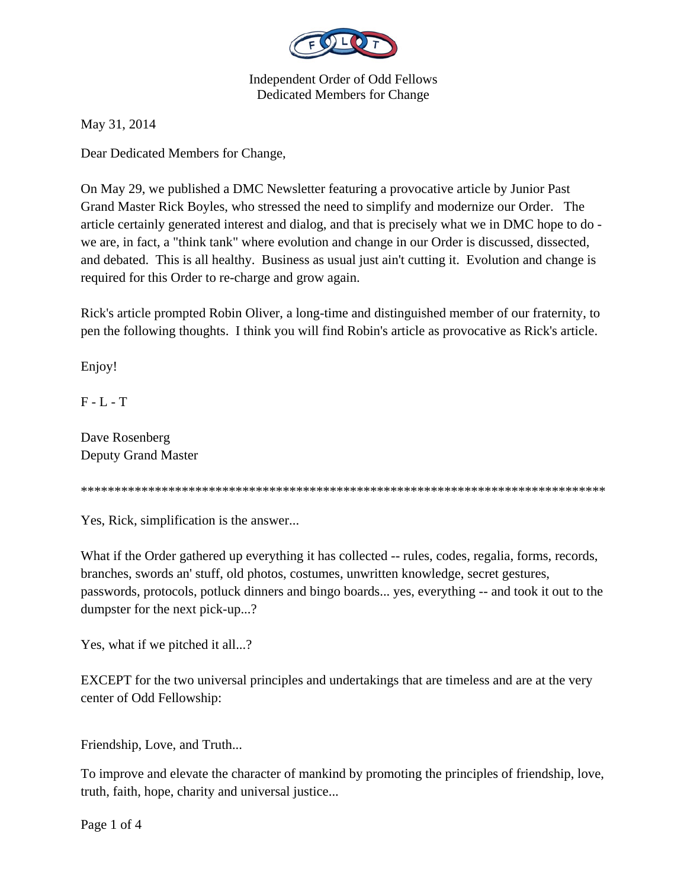Independent Order of Odd Fellows
Dedicated Members for Change

May 31, 2014

Dear Dedicated Members for Change,

On May 29, we published a DMC Newsletter featuring a provocative article by Junior Past Grand Master Rick Boyles, who stressed the need to simplify and modernize our Order. The article certainly generated interest and dialog, and that is precisely what we in DMC hope to do - we are, in fact, a "think tank" where evolution and change in our Order is discussed, dissected, and debated. This is all healthy. Business as usual just ain't cutting it. Evolution and change is required for this Order to re-charge and grow again.

Rick's article prompted Robin Oliver, a long-time and distinguished member of our fraternity, to pen the following thoughts. I think you will find Robin's article as provocative as Rick's article.

Enjoy!

F - L - T

Dave Rosenberg
Deputy Grand Master

********************************************************************************

Yes, Rick, simplification is the answer...

What if the Order gathered up everything it has collected -- rules, codes, regalia, forms, records, branches, swords an' stuff, old photos, costumes, unwritten knowledge, secret gestures, passwords, protocols, potluck dinners and bingo boards... yes, everything -- and took it out to the dumpster for the next pick-up...?

Yes, what if we pitched it all...?

EXCEPT for the two universal principles and undertakings that are timeless and are at the very center of Odd Fellowship:

Friendship, Love, and Truth...

To improve and elevate the character of mankind by promoting the principles of friendship, love, truth, faith, hope, charity and universal justice...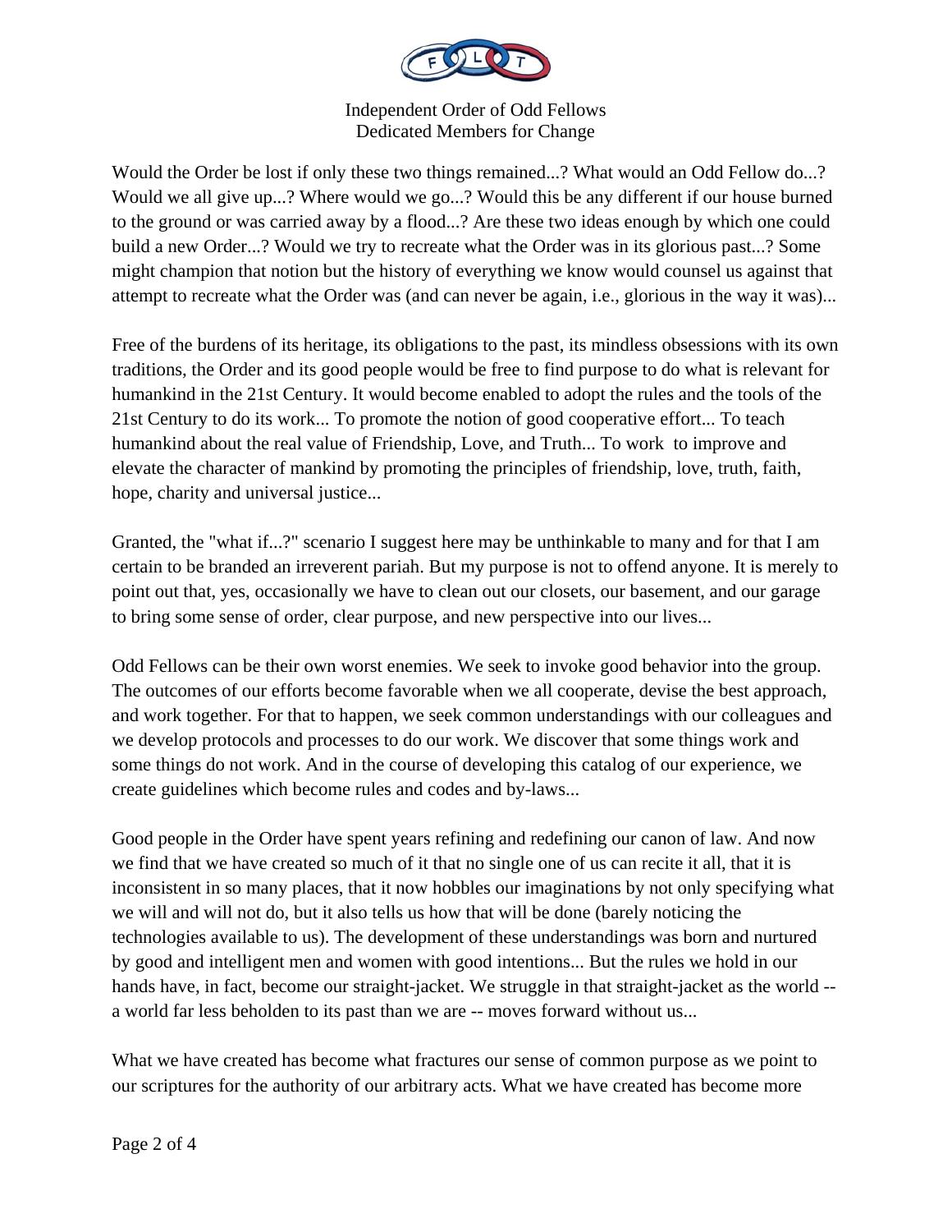Would the Order be lost if only these two things remained...? What would an Odd Fellow do...? Would we all give up...? Where would we go...? Would this be any different if our house burned to the ground or was carried away by a flood...? Are these two ideas enough by which one could build a new Order...? Would we try to recreate what the Order was in its glorious past...? Some might champion that notion but the history of everything we know would counsel us against that attempt to recreate what the Order was (and can never be again, i.e., glorious in the way it was)...

Free of the burdens of its heritage, its obligations to the past, its mindless obsessions with its own traditions, the Order and its good people would be free to find purpose to do what is relevant for humankind in the 21st Century. It would become enabled to adopt the rules and the tools of the 21st Century to do its work... To promote the notion of good cooperative effort... To teach humankind about the real value of Friendship, Love, and Truth... To work to improve and elevate the character of mankind by promoting the principles of friendship, love, truth, faith, hope, charity and universal justice...

Granted, the "what if...?" scenario I suggest here may be unthinkable to many and for that I am certain to be branded an irreverent pariah. But my purpose is not to offend anyone. It is merely to point out that, yes, occasionally we have to clean out our closets, our basement, and our garage to bring some sense of order, clear purpose, and new perspective into our lives...

Odd Fellows can be their own worst enemies. We seek to invoke good behavior into the group. The outcomes of our efforts become favorable when we all cooperate, devise the best approach, and work together. For that to happen, we seek common understandings with our colleagues and we develop protocols and processes to do our work. We discover that some things work and some things do not work. And in the course of developing this catalog of our experience, we create guidelines which become rules and codes and by-laws...

Good people in the Order have spent years refining and redefining our canon of law. And now we find that we have created so much of it that no single one of us can recite it all, that it is inconsistent in so many places, that it now hobbles our imaginations by not only specifying what we will and will not do, but it also tells us how that will be done (barely noticing the technologies available to us). The development of these understandings was born and nurtured by good and intelligent men and women with good intentions... But the rules we hold in our hands have, in fact, become our straight-jacket. We struggle in that straight-jacket as the world -- a world far less beholden to its past than we are -- moves forward without us...

What we have created has become what fractures our sense of common purpose as we point to our scriptures for the authority of our arbitrary acts. What we have created has become more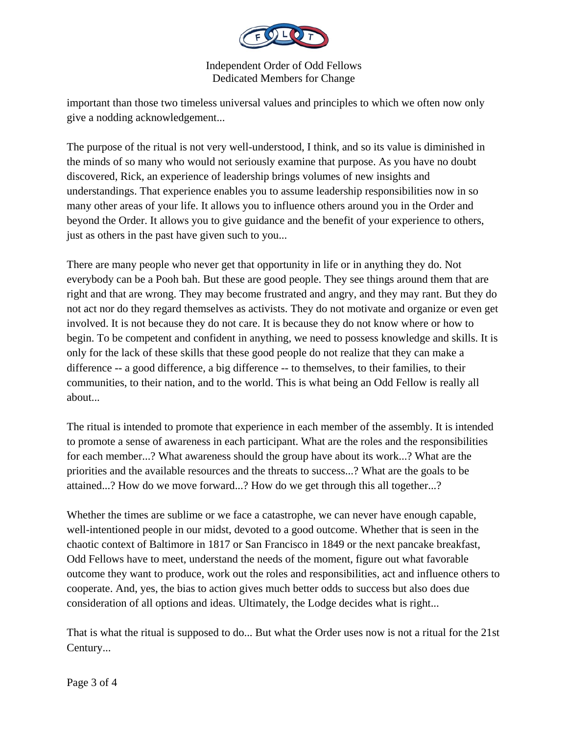important than those two timeless universal values and principles to which we often now only give a nodding acknowledgement...

The purpose of the ritual is not very well-understood, I think, and so its value is diminished in the minds of so many who would not seriously examine that purpose. As you have no doubt discovered, Rick, an experience of leadership brings volumes of new insights and understandings. That experience enables you to assume leadership responsibilities now in so many other areas of your life. It allows you to influence others around you in the Order and beyond the Order. It allows you to give guidance and the benefit of your experience to others, just as others in the past have given such to you...

There are many people who never get that opportunity in life or in anything they do. Not everybody can be a Pooh bah. But these are good people. They see things around them that are right and that are wrong. They may become frustrated and angry, and they may rant. But they do not act nor do they regard themselves as activists. They do not motivate and organize or even get involved. It is not because they do not care. It is because they do not know where or how to begin. To be competent and confident in anything, we need to possess knowledge and skills. It is only for the lack of these skills that these good people do not realize that they can make a difference -- a good difference, a big difference -- to themselves, to their families, to their communities, to their nation, and to the world. This is what being an Odd Fellow is really all about...

The ritual is intended to promote that experience in each member of the assembly. It is intended to promote a sense of awareness in each participant. What are the roles and the responsibilities for each member...? What awareness should the group have about its work...? What are the priorities and the available resources and the threats to success...? What are the goals to be attained...? How do we move forward...? How do we get through this all together...?

Whether the times are sublime or we face a catastrophe, we can never have enough capable, well-intentioned people in our midst, devoted to a good outcome. Whether that is seen in the chaotic context of Baltimore in 1817 or San Francisco in 1849 or the next pancake breakfast, Odd Fellows have to meet, understand the needs of the moment, figure out what favorable outcome they want to produce, work out the roles and responsibilities, act and influence others to cooperate. And, yes, the bias to action gives much better odds to success but also does due consideration of all options and ideas. Ultimately, the Lodge decides what is right...

That is what the ritual is supposed to do... But what the Order uses now is not a ritual for the 21st Century...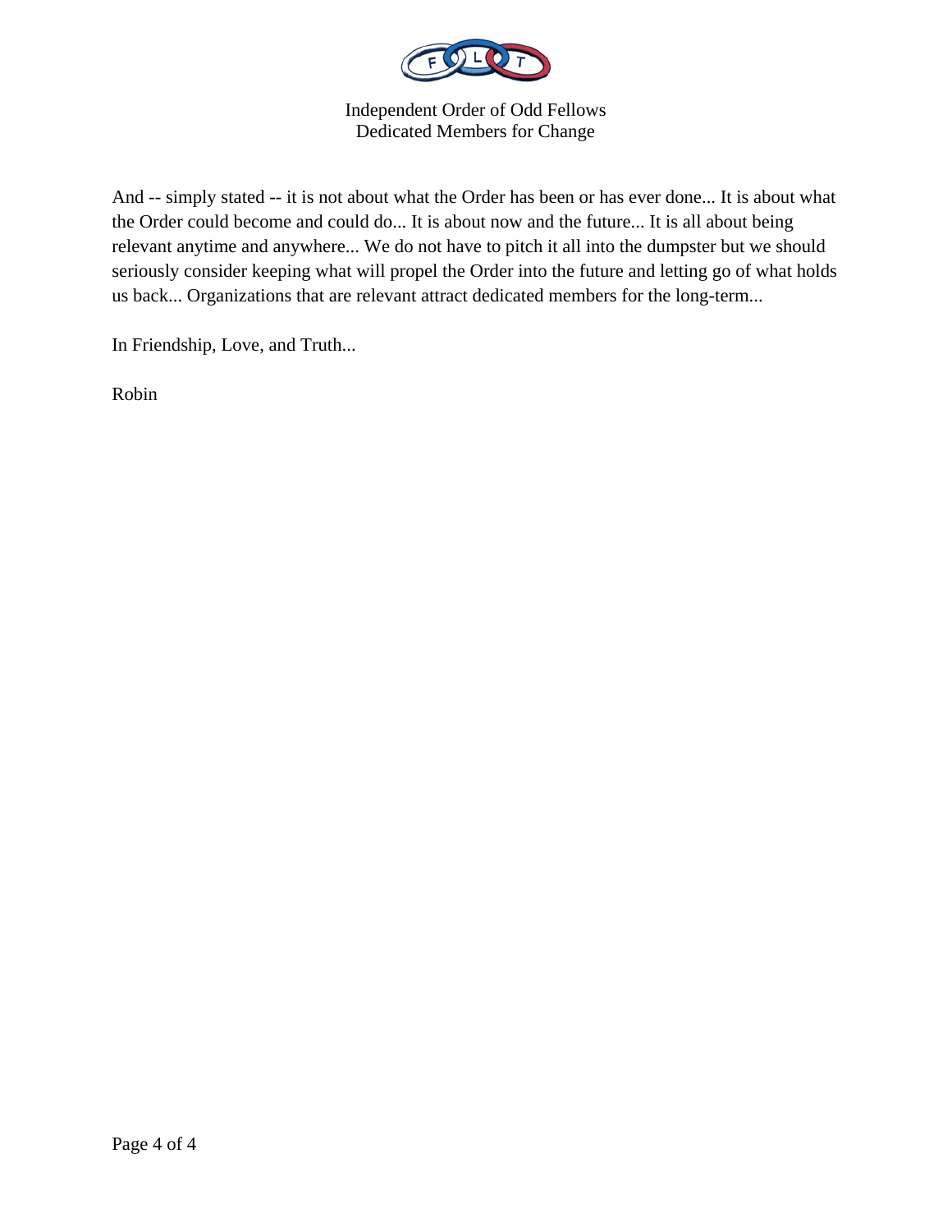And -- simply stated -- it is not about what the Order has been or has ever done... It is about what the Order could become and could do... It is about now and the future... It is all about being relevant anytime and anywhere... We do not have to pitch it all into the dumpster but we should seriously consider keeping what will propel the Order into the future and letting go of what holds us back... Organizations that are relevant attract dedicated members for the long-term...

In Friendship, Love, and Truth...

Robin